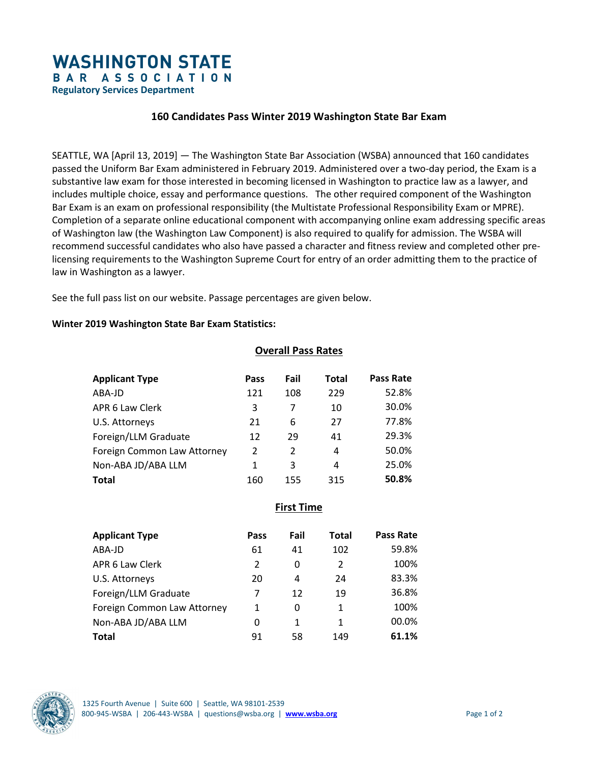# WASHINGTON STATE BAR ASSOCIATION

**Regulatory Services Department**

## 160 Candidates Pass Winter 2019 Washington State Bar Exam

SEATTLE, WA [April 13, 2019] — The Washington State Bar Association (WSBA) announced that 160 candidates passed the Uniform Bar Exam administered in February 2019. Administered over a two-day period, the Exam is a substantive law exam for those interested in becoming licensed in Washington to practice law as a lawyer, and includes multiple choice, essay and performance questions. The other required component of the Washington Bar Exam is an exam on professional responsibility (the Multistate Professional Responsibility Exam or MPRE). Completion of a separate online educational component with accompanying online exam addressing specific areas of Washington law (the Washington Law Component) is also required to qualify for admission. The WSBA will recommend successful candidates who also have passed a character and fitness review and completed other pre-licensing requirements to the Washington Supreme Court for entry of an order admitting them to the practice of law in Washington as a lawyer.

See the full pass list on our website. Passage percentages are given below.

**Winter 2019 Washington State Bar Exam Statistics:**

### Overall Pass Rates

| Applicant Type | Pass | Fail | Total | Pass Rate |
|---|---|---|---|---|
| ABA-JD | 121 | 108 | 229 | 52.8% |
| APR 6 Law Clerk | 3 | 7 | 10 | 30.0% |
| U.S. Attorneys | 21 | 6 | 27 | 77.8% |
| Foreign/LLM Graduate | 12 | 29 | 41 | 29.3% |
| Foreign Common Law Attorney | 2 | 2 | 4 | 50.0% |
| Non-ABA JD/ABA LLM | 1 | 3 | 4 | 25.0% |
| **Total** | 160 | 155 | 315 | **50.8%** |

### First Time

| Applicant Type | Pass | Fail | Total | Pass Rate |
|---|---|---|---|---|
| ABA-JD | 61 | 41 | 102 | 59.8% |
| APR 6 Law Clerk | 2 | 0 | 2 | 100% |
| U.S. Attorneys | 20 | 4 | 24 | 83.3% |
| Foreign/LLM Graduate | 7 | 12 | 19 | 36.8% |
| Foreign Common Law Attorney | 1 | 0 | 1 | 100% |
| Non-ABA JD/ABA LLM | 0 | 1 | 1 | 00.0% |
| **Total** | 91 | 58 | 149 | **61.1%** |

1325 Fourth Avenue | Suite 600 | Seattle, WA 98101-2539
800-945-WSBA | 206-443-WSBA | questions@wsba.org | **www.wsba.org**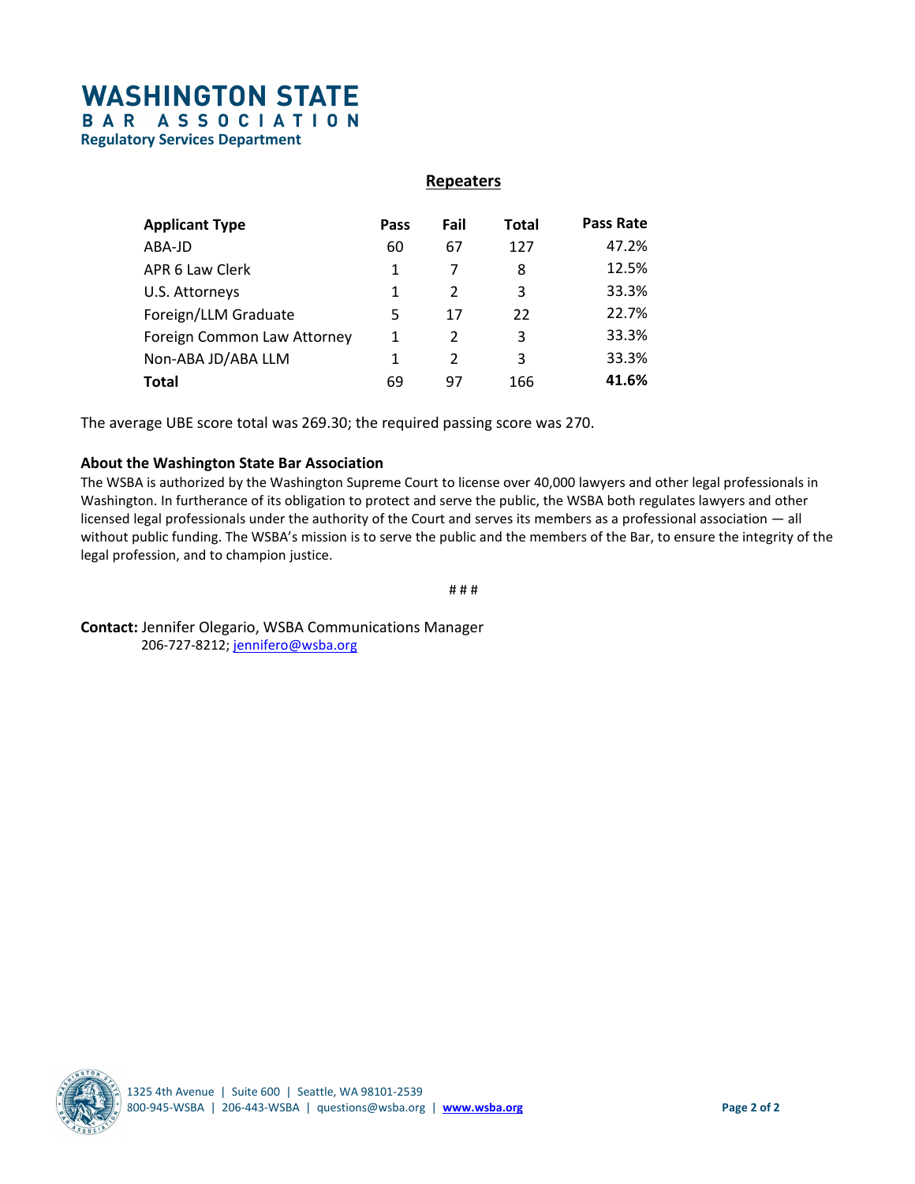# WASHINGTON STATE BAR ASSOCIATION
**Regulatory Services Department**

## Repeaters

| Applicant Type | Pass | Fail | Total | Pass Rate |
|---|---|---|---|---|
| ABA-JD | 60 | 67 | 127 | 47.2% |
| APR 6 Law Clerk | 1 | 7 | 8 | 12.5% |
| U.S. Attorneys | 1 | 2 | 3 | 33.3% |
| Foreign/LLM Graduate | 5 | 17 | 22 | 22.7% |
| Foreign Common Law Attorney | 1 | 2 | 3 | 33.3% |
| Non-ABA JD/ABA LLM | 1 | 2 | 3 | 33.3% |
| **Total** | 69 | 97 | 166 | **41.6%** |

The average UBE score total was 269.30; the required passing score was 270.

### About the Washington State Bar Association

The WSBA is authorized by the Washington Supreme Court to license over 40,000 lawyers and other legal professionals in Washington. In furtherance of its obligation to protect and serve the public, the WSBA both regulates lawyers and other licensed legal professionals under the authority of the Court and serves its members as a professional association — all without public funding. The WSBA's mission is to serve the public and the members of the Bar, to ensure the integrity of the legal profession, and to champion justice.

# # #

**Contact:** Jennifer Olegario, WSBA Communications Manager
206-727-8212; jennifero@wsba.org

1325 4th Avenue | Suite 600 | Seattle, WA 98101-2539
800-945-WSBA | 206-443-WSBA | questions@wsba.org | **www.wsba.org**